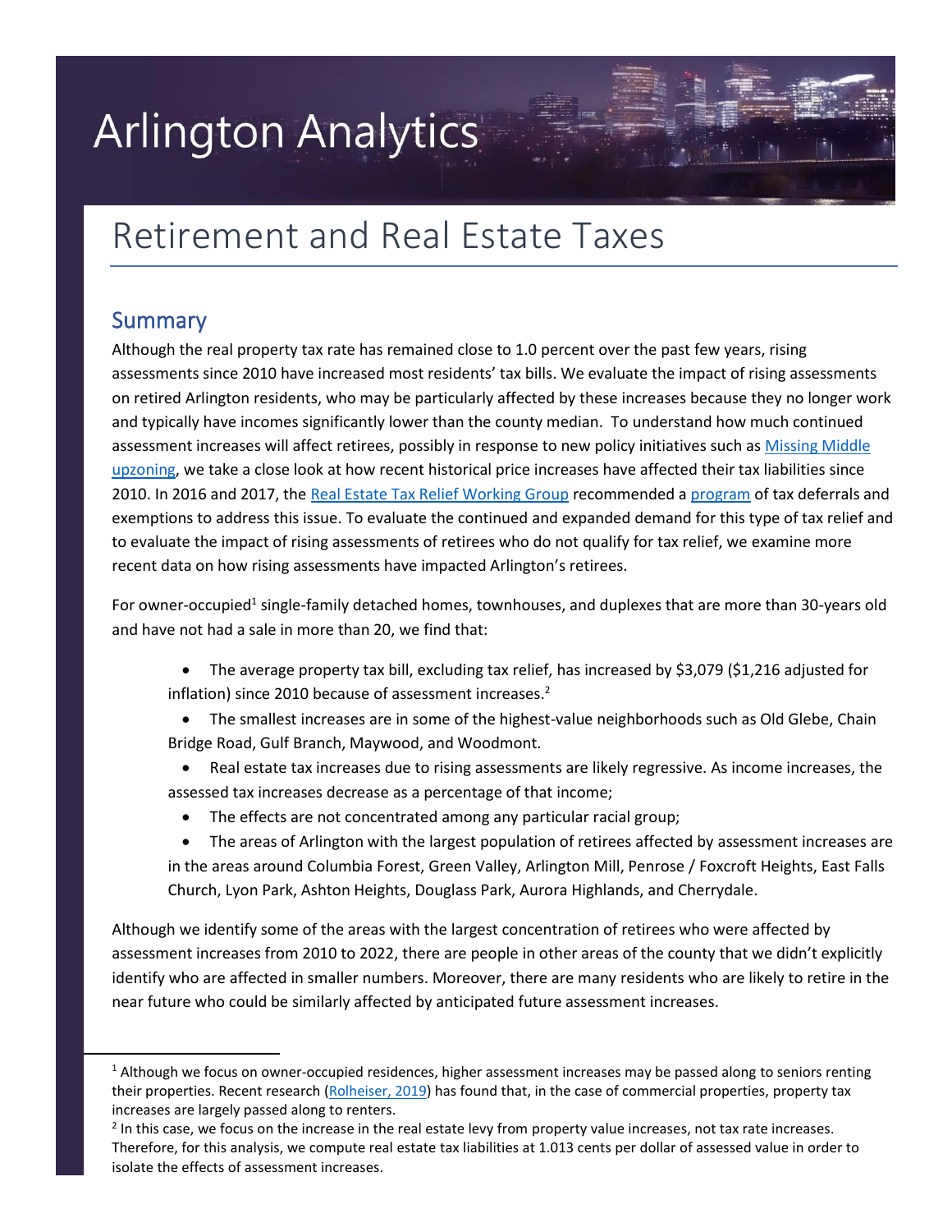# Arlington Analytics

# Retirement and Real Estate Taxes

## Summary

Although the real property tax rate has remained close to 1.0 percent over the past few years, rising assessments since 2010 have increased most residents' tax bills. We evaluate the impact of rising assessments on retired Arlington residents, who may be particularly affected by these increases because they no longer work and typically have incomes significantly lower than the county median. To understand how much continued assessment increases will affect retirees, possibly in response to new policy initiatives such as Missing Middle upzoning, we take a close look at how recent historical price increases have affected their tax liabilities since 2010. In 2016 and 2017, the Real Estate Tax Relief Working Group recommended a program of tax deferrals and exemptions to address this issue. To evaluate the continued and expanded demand for this type of tax relief and to evaluate the impact of rising assessments of retirees who do not qualify for tax relief, we examine more recent data on how rising assessments have impacted Arlington's retirees.

For owner-occupied[1] single-family detached homes, townhouses, and duplexes that are more than 30-years old and have not had a sale in more than 20, we find that:

- The average property tax bill, excluding tax relief, has increased by $3,079 ($1,216 adjusted for inflation) since 2010 because of assessment increases.[2]
- The smallest increases are in some of the highest-value neighborhoods such as Old Glebe, Chain Bridge Road, Gulf Branch, Maywood, and Woodmont.
- Real estate tax increases due to rising assessments are likely regressive. As income increases, the assessed tax increases decrease as a percentage of that income;
- The effects are not concentrated among any particular racial group;
- The areas of Arlington with the largest population of retirees affected by assessment increases are in the areas around Columbia Forest, Green Valley, Arlington Mill, Penrose / Foxcroft Heights, East Falls Church, Lyon Park, Ashton Heights, Douglass Park, Aurora Highlands, and Cherrydale.

Although we identify some of the areas with the largest concentration of retirees who were affected by assessment increases from 2010 to 2022, there are people in other areas of the county that we didn't explicitly identify who are affected in smaller numbers. Moreover, there are many residents who are likely to retire in the near future who could be similarly affected by anticipated future assessment increases.

---

[1] Although we focus on owner-occupied residences, higher assessment increases may be passed along to seniors renting their properties. Recent research (Rolheiser, 2019) has found that, in the case of commercial properties, property tax increases are largely passed along to renters.

[2] In this case, we focus on the increase in the real estate levy from property value increases, not tax rate increases. Therefore, for this analysis, we compute real estate tax liabilities at 1.013 cents per dollar of assessed value in order to isolate the effects of assessment increases.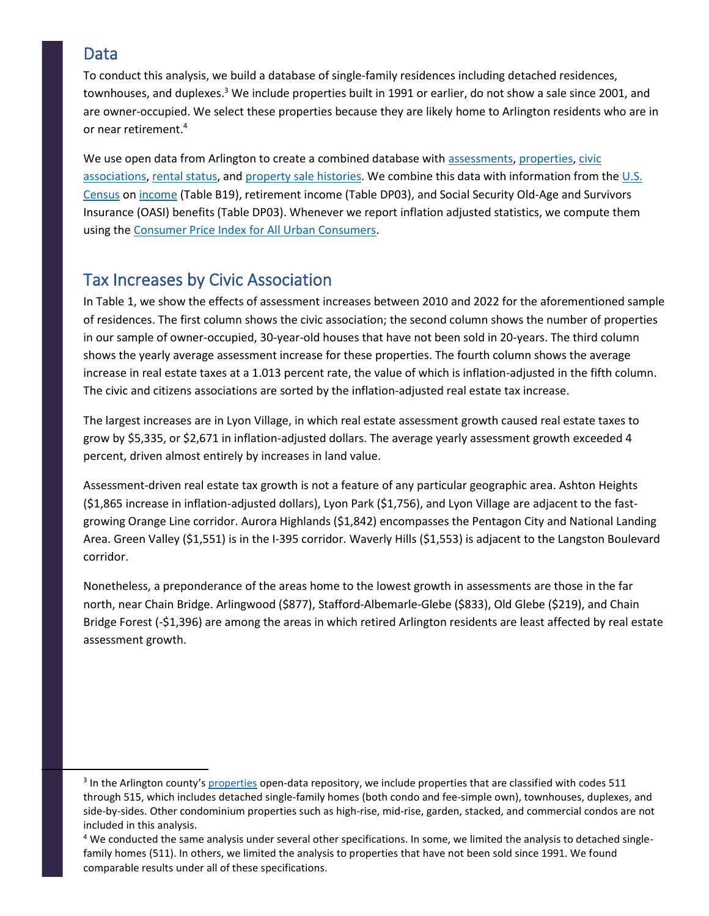## Data

To conduct this analysis, we build a database of single-family residences including detached residences, townhouses, and duplexes.[3] We include properties built in 1991 or earlier, do not show a sale since 2001, and are owner-occupied. We select these properties because they are likely home to Arlington residents who are in or near retirement.[4]

We use open data from Arlington to create a combined database with assessments, properties, civic associations, rental status, and property sale histories. We combine this data with information from the U.S. Census on income (Table B19), retirement income (Table DP03), and Social Security Old-Age and Survivors Insurance (OASI) benefits (Table DP03). Whenever we report inflation adjusted statistics, we compute them using the Consumer Price Index for All Urban Consumers.

## Tax Increases by Civic Association

In Table 1, we show the effects of assessment increases between 2010 and 2022 for the aforementioned sample of residences. The first column shows the civic association; the second column shows the number of properties in our sample of owner-occupied, 30-year-old houses that have not been sold in 20-years. The third column shows the yearly average assessment increase for these properties. The fourth column shows the average increase in real estate taxes at a 1.013 percent rate, the value of which is inflation-adjusted in the fifth column. The civic and citizens associations are sorted by the inflation-adjusted real estate tax increase.

The largest increases are in Lyon Village, in which real estate assessment growth caused real estate taxes to grow by $5,335, or $2,671 in inflation-adjusted dollars. The average yearly assessment growth exceeded 4 percent, driven almost entirely by increases in land value.

Assessment-driven real estate tax growth is not a feature of any particular geographic area. Ashton Heights ($1,865 increase in inflation-adjusted dollars), Lyon Park ($1,756), and Lyon Village are adjacent to the fast-growing Orange Line corridor. Aurora Highlands ($1,842) encompasses the Pentagon City and National Landing Area. Green Valley ($1,551) is in the I-395 corridor. Waverly Hills ($1,553) is adjacent to the Langston Boulevard corridor.

Nonetheless, a preponderance of the areas home to the lowest growth in assessments are those in the far north, near Chain Bridge. Arlingwood ($877), Stafford-Albemarle-Glebe ($833), Old Glebe ($219), and Chain Bridge Forest (-$1,396) are among the areas in which retired Arlington residents are least affected by real estate assessment growth.

---

[3] In the Arlington county's properties open-data repository, we include properties that are classified with codes 511 through 515, which includes detached single-family homes (both condo and fee-simple own), townhouses, duplexes, and side-by-sides. Other condominium properties such as high-rise, mid-rise, garden, stacked, and commercial condos are not included in this analysis.

[4] We conducted the same analysis under several other specifications. In some, we limited the analysis to detached single-family homes (511). In others, we limited the analysis to properties that have not been sold since 1991. We found comparable results under all of these specifications.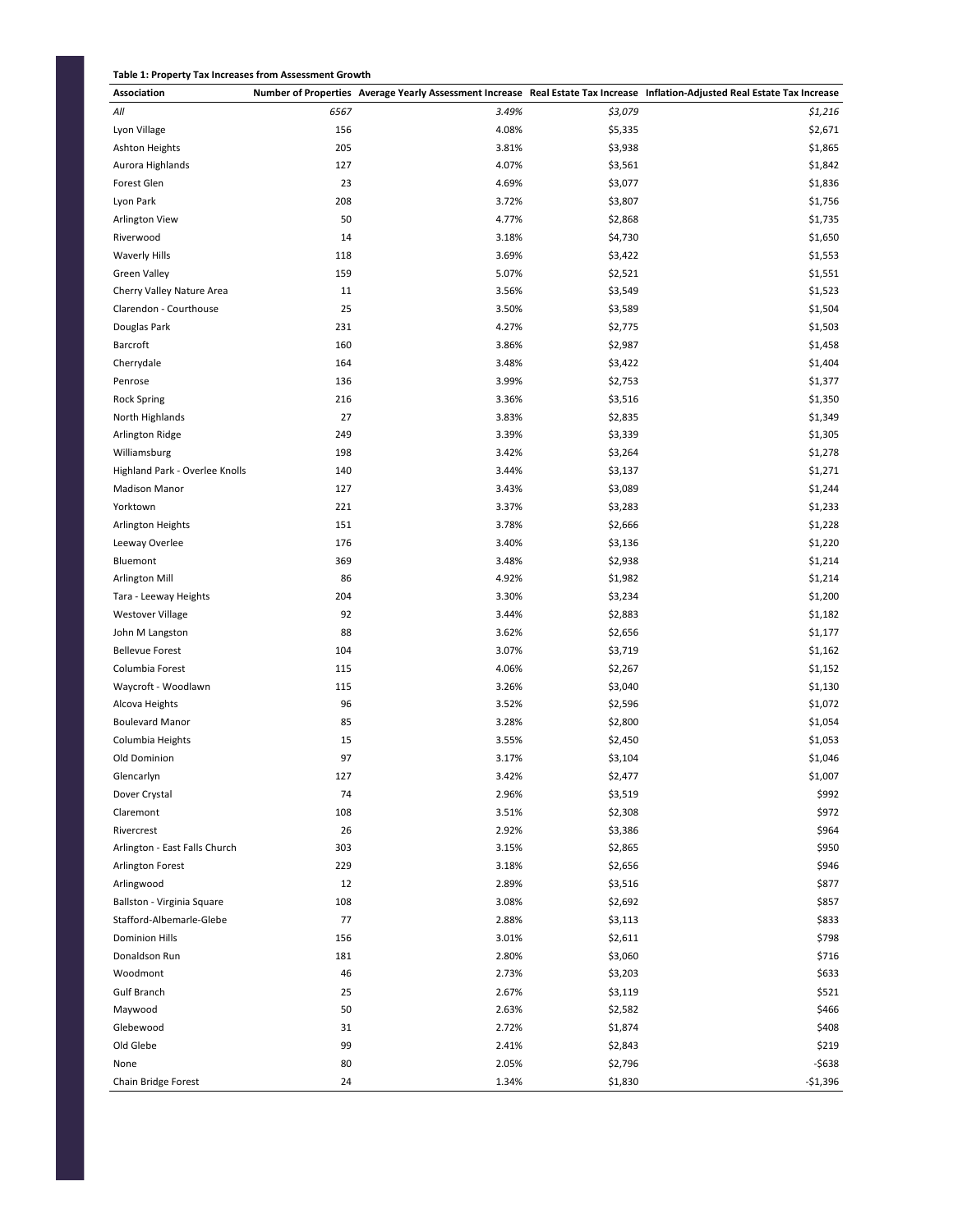**Table 1: Property Tax Increases from Assessment Growth**

| Association | Number of Properties | Average Yearly Assessment Increase | Real Estate Tax Increase | Inflation-Adjusted Real Estate Tax Increase |
|---|---|---|---|---|
| *All* | *6567* | *3.49%* | *$3,079* | *$1,216* |
| Lyon Village | 156 | 4.08% | $5,335 | $2,671 |
| Ashton Heights | 205 | 3.81% | $3,938 | $1,865 |
| Aurora Highlands | 127 | 4.07% | $3,561 | $1,842 |
| Forest Glen | 23 | 4.69% | $3,077 | $1,836 |
| Lyon Park | 208 | 3.72% | $3,807 | $1,756 |
| Arlington View | 50 | 4.77% | $2,868 | $1,735 |
| Riverwood | 14 | 3.18% | $4,730 | $1,650 |
| Waverly Hills | 118 | 3.69% | $3,422 | $1,553 |
| Green Valley | 159 | 5.07% | $2,521 | $1,551 |
| Cherry Valley Nature Area | 11 | 3.56% | $3,549 | $1,523 |
| Clarendon - Courthouse | 25 | 3.50% | $3,589 | $1,504 |
| Douglas Park | 231 | 4.27% | $2,775 | $1,503 |
| Barcroft | 160 | 3.86% | $2,987 | $1,458 |
| Cherrydale | 164 | 3.48% | $3,422 | $1,404 |
| Penrose | 136 | 3.99% | $2,753 | $1,377 |
| Rock Spring | 216 | 3.36% | $3,516 | $1,350 |
| North Highlands | 27 | 3.83% | $2,835 | $1,349 |
| Arlington Ridge | 249 | 3.39% | $3,339 | $1,305 |
| Williamsburg | 198 | 3.42% | $3,264 | $1,278 |
| Highland Park - Overlee Knolls | 140 | 3.44% | $3,137 | $1,271 |
| Madison Manor | 127 | 3.43% | $3,089 | $1,244 |
| Yorktown | 221 | 3.37% | $3,283 | $1,233 |
| Arlington Heights | 151 | 3.78% | $2,666 | $1,228 |
| Leeway Overlee | 176 | 3.40% | $3,136 | $1,220 |
| Bluemont | 369 | 3.48% | $2,938 | $1,214 |
| Arlington Mill | 86 | 4.92% | $1,982 | $1,214 |
| Tara - Leeway Heights | 204 | 3.30% | $3,234 | $1,200 |
| Westover Village | 92 | 3.44% | $2,883 | $1,182 |
| John M Langston | 88 | 3.62% | $2,656 | $1,177 |
| Bellevue Forest | 104 | 3.07% | $3,719 | $1,162 |
| Columbia Forest | 115 | 4.06% | $2,267 | $1,152 |
| Waycroft - Woodlawn | 115 | 3.26% | $3,040 | $1,130 |
| Alcova Heights | 96 | 3.52% | $2,596 | $1,072 |
| Boulevard Manor | 85 | 3.28% | $2,800 | $1,054 |
| Columbia Heights | 15 | 3.55% | $2,450 | $1,053 |
| Old Dominion | 97 | 3.17% | $3,104 | $1,046 |
| Glencarlyn | 127 | 3.42% | $2,477 | $1,007 |
| Dover Crystal | 74 | 2.96% | $3,519 | $992 |
| Claremont | 108 | 3.51% | $2,308 | $972 |
| Rivercrest | 26 | 2.92% | $3,386 | $964 |
| Arlington - East Falls Church | 303 | 3.15% | $2,865 | $950 |
| Arlington Forest | 229 | 3.18% | $2,656 | $946 |
| Arlingwood | 12 | 2.89% | $3,516 | $877 |
| Ballston - Virginia Square | 108 | 3.08% | $2,692 | $857 |
| Stafford-Albemarle-Glebe | 77 | 2.88% | $3,113 | $833 |
| Dominion Hills | 156 | 3.01% | $2,611 | $798 |
| Donaldson Run | 181 | 2.80% | $3,060 | $716 |
| Woodmont | 46 | 2.73% | $3,203 | $633 |
| Gulf Branch | 25 | 2.67% | $3,119 | $521 |
| Maywood | 50 | 2.63% | $2,582 | $466 |
| Glebewood | 31 | 2.72% | $1,874 | $408 |
| Old Glebe | 99 | 2.41% | $2,843 | $219 |
| None | 80 | 2.05% | $2,796 | -$638 |
| Chain Bridge Forest | 24 | 1.34% | $1,830 | -$1,396 |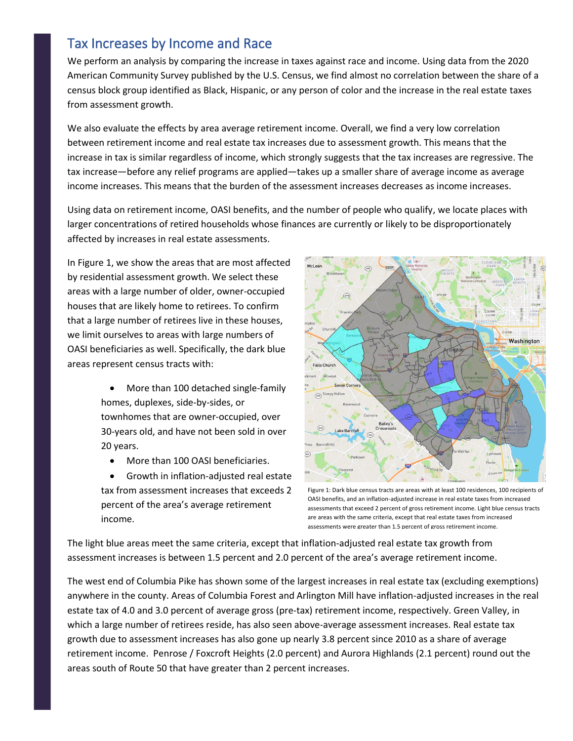## Tax Increases by Income and Race

We perform an analysis by comparing the increase in taxes against race and income. Using data from the 2020 American Community Survey published by the U.S. Census, we find almost no correlation between the share of a census block group identified as Black, Hispanic, or any person of color and the increase in the real estate taxes from assessment growth.

We also evaluate the effects by area average retirement income. Overall, we find a very low correlation between retirement income and real estate tax increases due to assessment growth. This means that the increase in tax is similar regardless of income, which strongly suggests that the tax increases are regressive. The tax increase—before any relief programs are applied—takes up a smaller share of average income as average income increases. This means that the burden of the assessment increases decreases as income increases.

Using data on retirement income, OASI benefits, and the number of people who qualify, we locate places with larger concentrations of retired households whose finances are currently or likely to be disproportionately affected by increases in real estate assessments.

In Figure 1, we show the areas that are most affected by residential assessment growth. We select these areas with a large number of older, owner-occupied houses that are likely home to retirees. To confirm that a large number of retirees live in these houses, we limit ourselves to areas with large numbers of OASI beneficiaries as well. Specifically, the dark blue areas represent census tracts with:

- More than 100 detached single-family homes, duplexes, side-by-sides, or townhomes that are owner-occupied, over 30-years old, and have not been sold in over 20 years.
- More than 100 OASI beneficiaries.
- Growth in inflation-adjusted real estate tax from assessment increases that exceeds 2 percent of the area's average retirement income.

Figure 1: Dark blue census tracts are areas with at least 100 residences, 100 recipients of OASI benefits, and an inflation-adjusted increase in real estate taxes from increased assessments that exceed 2 percent of gross retirement income. Light blue census tracts are areas with the same criteria, except that real estate taxes from increased assessments were greater than 1.5 percent of gross retirement income.

The light blue areas meet the same criteria, except that inflation-adjusted real estate tax growth from assessment increases is between 1.5 percent and 2.0 percent of the area's average retirement income.

The west end of Columbia Pike has shown some of the largest increases in real estate tax (excluding exemptions) anywhere in the county. Areas of Columbia Forest and Arlington Mill have inflation-adjusted increases in the real estate tax of 4.0 and 3.0 percent of average gross (pre-tax) retirement income, respectively. Green Valley, in which a large number of retirees reside, has also seen above-average assessment increases. Real estate tax growth due to assessment increases has also gone up nearly 3.8 percent since 2010 as a share of average retirement income. Penrose / Foxcroft Heights (2.0 percent) and Aurora Highlands (2.1 percent) round out the areas south of Route 50 that have greater than 2 percent increases.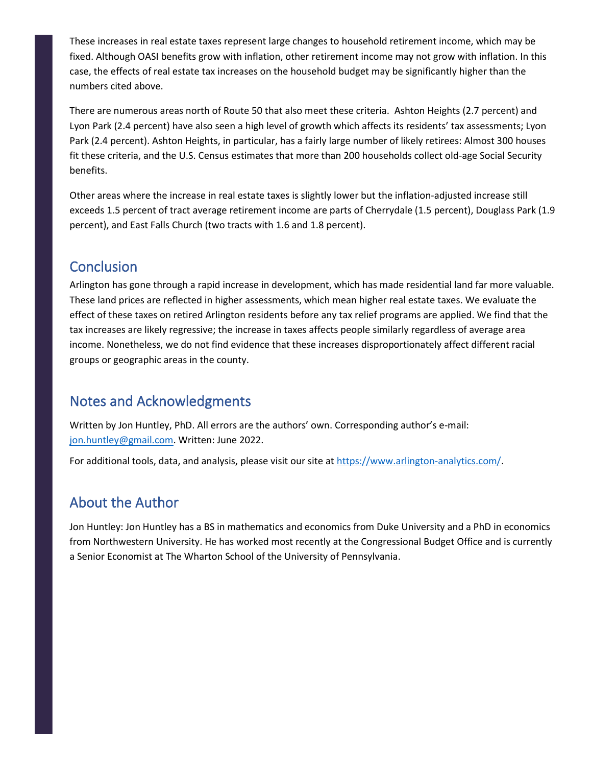These increases in real estate taxes represent large changes to household retirement income, which may be fixed. Although OASI benefits grow with inflation, other retirement income may not grow with inflation. In this case, the effects of real estate tax increases on the household budget may be significantly higher than the numbers cited above.

There are numerous areas north of Route 50 that also meet these criteria. Ashton Heights (2.7 percent) and Lyon Park (2.4 percent) have also seen a high level of growth which affects its residents' tax assessments; Lyon Park (2.4 percent). Ashton Heights, in particular, has a fairly large number of likely retirees: Almost 300 houses fit these criteria, and the U.S. Census estimates that more than 200 households collect old-age Social Security benefits.

Other areas where the increase in real estate taxes is slightly lower but the inflation-adjusted increase still exceeds 1.5 percent of tract average retirement income are parts of Cherrydale (1.5 percent), Douglass Park (1.9 percent), and East Falls Church (two tracts with 1.6 and 1.8 percent).

## Conclusion

Arlington has gone through a rapid increase in development, which has made residential land far more valuable. These land prices are reflected in higher assessments, which mean higher real estate taxes. We evaluate the effect of these taxes on retired Arlington residents before any tax relief programs are applied. We find that the tax increases are likely regressive; the increase in taxes affects people similarly regardless of average area income. Nonetheless, we do not find evidence that these increases disproportionately affect different racial groups or geographic areas in the county.

## Notes and Acknowledgments

Written by Jon Huntley, PhD. All errors are the authors' own. Corresponding author's e-mail: [jon.huntley@gmail.com](mailto:jon.huntley@gmail.com). Written: June 2022.

For additional tools, data, and analysis, please visit our site at [https://www.arlington-analytics.com/](https://www.arlington-analytics.com/).

## About the Author

Jon Huntley: Jon Huntley has a BS in mathematics and economics from Duke University and a PhD in economics from Northwestern University. He has worked most recently at the Congressional Budget Office and is currently a Senior Economist at The Wharton School of the University of Pennsylvania.